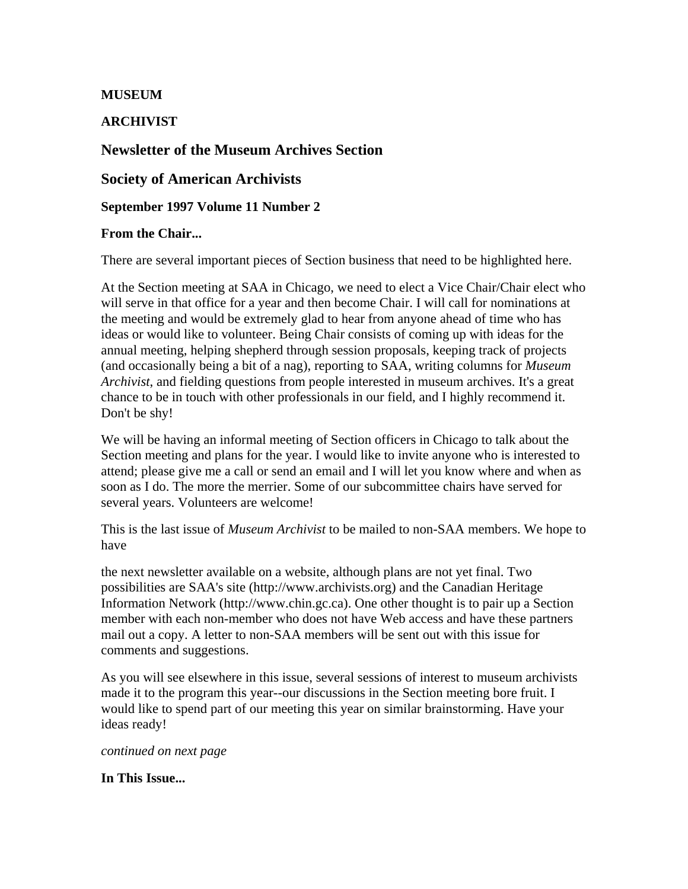**MUSEUM**

**ARCHIVIST**

## Newsletter of the Museum Archives Section

## Society of American Archivists

**September 1997 Volume 11 Number 2**

**From the Chair...**

There are several important pieces of Section business that need to be highlighted here.

At the Section meeting at SAA in Chicago, we need to elect a Vice Chair/Chair elect who will serve in that office for a year and then become Chair. I will call for nominations at the meeting and would be extremely glad to hear from anyone ahead of time who has ideas or would like to volunteer. Being Chair consists of coming up with ideas for the annual meeting, helping shepherd through session proposals, keeping track of projects (and occasionally being a bit of a nag), reporting to SAA, writing columns for *Museum Archivist*, and fielding questions from people interested in museum archives. It's a great chance to be in touch with other professionals in our field, and I highly recommend it. Don't be shy!

We will be having an informal meeting of Section officers in Chicago to talk about the Section meeting and plans for the year. I would like to invite anyone who is interested to attend; please give me a call or send an email and I will let you know where and when as soon as I do. The more the merrier. Some of our subcommittee chairs have served for several years. Volunteers are welcome!

This is the last issue of *Museum Archivist* to be mailed to non-SAA members. We hope to have the next newsletter available on a website, although plans are not yet final. Two possibilities are SAA's site (http://www.archivists.org) and the Canadian Heritage Information Network (http://www.chin.gc.ca). One other thought is to pair up a Section member with each non-member who does not have Web access and have these partners mail out a copy. A letter to non-SAA members will be sent out with this issue for comments and suggestions.

As you will see elsewhere in this issue, several sessions of interest to museum archivists made it to the program this year--our discussions in the Section meeting bore fruit. I would like to spend part of our meeting this year on similar brainstorming. Have your ideas ready!

*continued on next page*

**In This Issue...**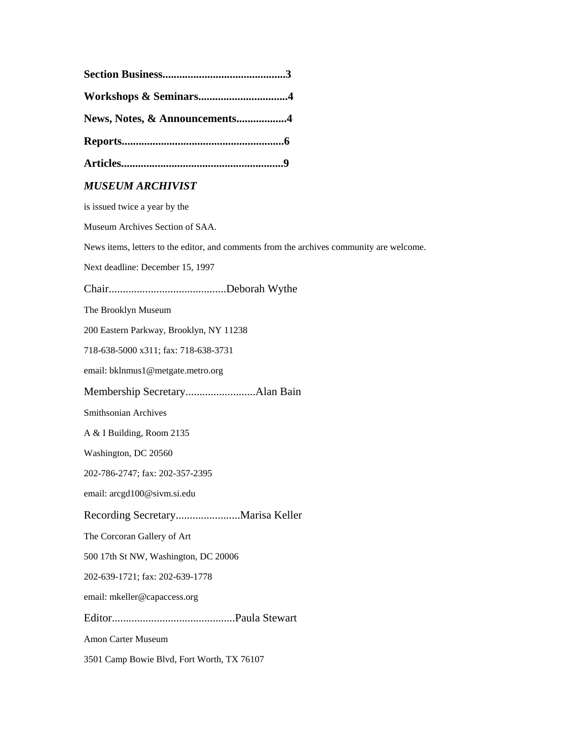**Section Business...........................................3**

**Workshops & Seminars................................4**

**News, Notes, & Announcements..................4**

**Reports.........................................................6**

**Articles.........................................................9**

***MUSEUM ARCHIVIST***

is issued twice a year by the

Museum Archives Section of SAA.

News items, letters to the editor, and comments from the archives community are welcome.

Next deadline: December 15, 1997

Chair..........................................Deborah Wythe

The Brooklyn Museum

200 Eastern Parkway, Brooklyn, NY 11238

718-638-5000 x311; fax: 718-638-3731

email: bklnmus1@metgate.metro.org

Membership Secretary.........................Alan Bain

Smithsonian Archives

A & I Building, Room 2135

Washington, DC 20560

202-786-2747; fax: 202-357-2395

email: arcgd100@sivm.si.edu

Recording Secretary.......................Marisa Keller

The Corcoran Gallery of Art

500 17th St NW, Washington, DC 20006

202-639-1721; fax: 202-639-1778

email: mkeller@capaccess.org

Editor...........................................Paula Stewart

Amon Carter Museum

3501 Camp Bowie Blvd, Fort Worth, TX 76107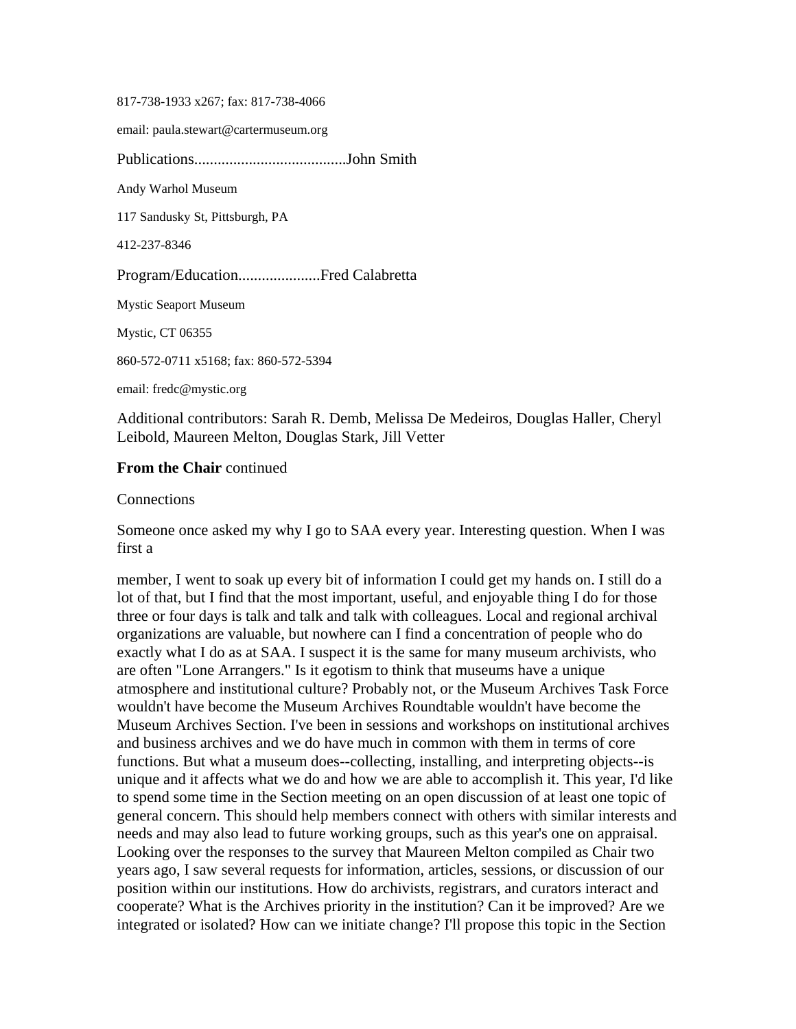817-738-1933 x267; fax: 817-738-4066

email: paula.stewart@cartermuseum.org

Publications.......................................John Smith

Andy Warhol Museum

117 Sandusky St, Pittsburgh, PA

412-237-8346

Program/Education.....................Fred Calabretta

Mystic Seaport Museum

Mystic, CT 06355

860-572-0711 x5168; fax: 860-572-5394

email: fredc@mystic.org

Additional contributors: Sarah R. Demb, Melissa De Medeiros, Douglas Haller, Cheryl Leibold, Maureen Melton, Douglas Stark, Jill Vetter

**From the Chair** continued

Connections

Someone once asked my why I go to SAA every year. Interesting question. When I was first a member, I went to soak up every bit of information I could get my hands on. I still do a lot of that, but I find that the most important, useful, and enjoyable thing I do for those three or four days is talk and talk and talk with colleagues. Local and regional archival organizations are valuable, but nowhere can I find a concentration of people who do exactly what I do as at SAA. I suspect it is the same for many museum archivists, who are often "Lone Arrangers." Is it egotism to think that museums have a unique atmosphere and institutional culture? Probably not, or the Museum Archives Task Force wouldn't have become the Museum Archives Roundtable wouldn't have become the Museum Archives Section. I've been in sessions and workshops on institutional archives and business archives and we do have much in common with them in terms of core functions. But what a museum does--collecting, installing, and interpreting objects--is unique and it affects what we do and how we are able to accomplish it. This year, I'd like to spend some time in the Section meeting on an open discussion of at least one topic of general concern. This should help members connect with others with similar interests and needs and may also lead to future working groups, such as this year's one on appraisal. Looking over the responses to the survey that Maureen Melton compiled as Chair two years ago, I saw several requests for information, articles, sessions, or discussion of our position within our institutions. How do archivists, registrars, and curators interact and cooperate? What is the Archives priority in the institution? Can it be improved? Are we integrated or isolated? How can we initiate change? I'll propose this topic in the Section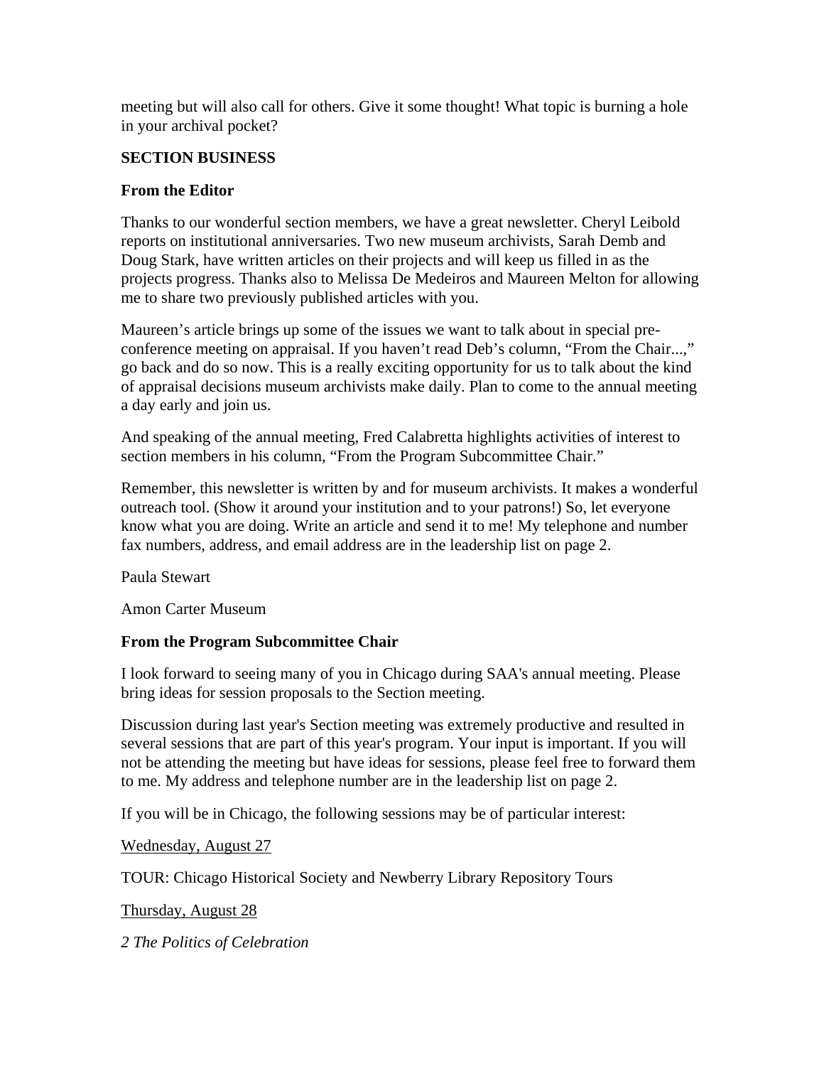meeting but will also call for others. Give it some thought! What topic is burning a hole in your archival pocket?

## SECTION BUSINESS

### From the Editor

Thanks to our wonderful section members, we have a great newsletter. Cheryl Leibold reports on institutional anniversaries. Two new museum archivists, Sarah Demb and Doug Stark, have written articles on their projects and will keep us filled in as the projects progress. Thanks also to Melissa De Medeiros and Maureen Melton for allowing me to share two previously published articles with you.

Maureen's article brings up some of the issues we want to talk about in special pre-conference meeting on appraisal. If you haven't read Deb's column, "From the Chair...," go back and do so now. This is a really exciting opportunity for us to talk about the kind of appraisal decisions museum archivists make daily. Plan to come to the annual meeting a day early and join us.

And speaking of the annual meeting, Fred Calabretta highlights activities of interest to section members in his column, "From the Program Subcommittee Chair."

Remember, this newsletter is written by and for museum archivists. It makes a wonderful outreach tool. (Show it around your institution and to your patrons!) So, let everyone know what you are doing. Write an article and send it to me! My telephone and number fax numbers, address, and email address are in the leadership list on page 2.

Paula Stewart

Amon Carter Museum

### From the Program Subcommittee Chair

I look forward to seeing many of you in Chicago during SAA's annual meeting. Please bring ideas for session proposals to the Section meeting.

Discussion during last year's Section meeting was extremely productive and resulted in several sessions that are part of this year's program. Your input is important. If you will not be attending the meeting but have ideas for sessions, please feel free to forward them to me. My address and telephone number are in the leadership list on page 2.

If you will be in Chicago, the following sessions may be of particular interest:

<u>Wednesday, August 27</u>

TOUR: Chicago Historical Society and Newberry Library Repository Tours

<u>Thursday, August 28</u>

*2 The Politics of Celebration*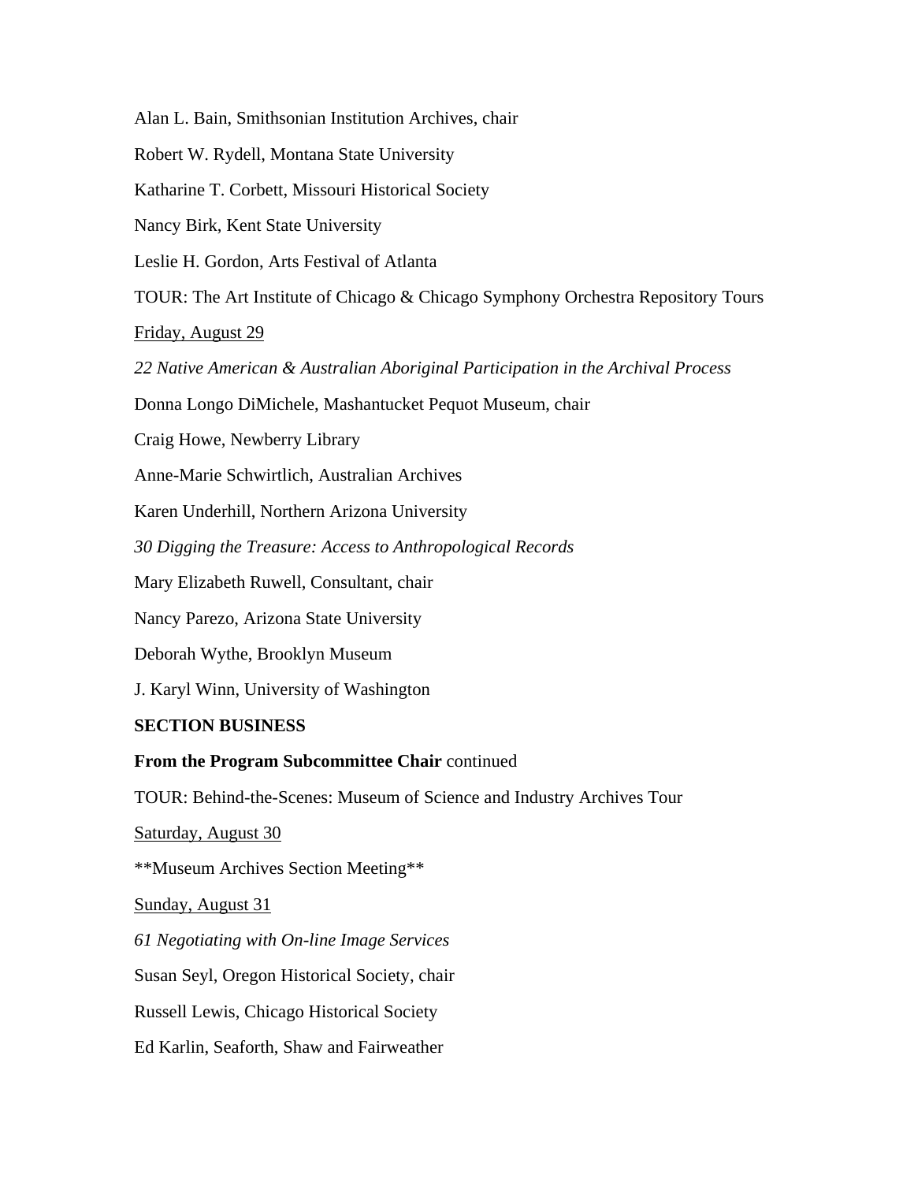Alan L. Bain, Smithsonian Institution Archives, chair

Robert W. Rydell, Montana State University

Katharine T. Corbett, Missouri Historical Society

Nancy Birk, Kent State University

Leslie H. Gordon, Arts Festival of Atlanta

TOUR: The Art Institute of Chicago & Chicago Symphony Orchestra Repository Tours

<u>Friday, August 29</u>

*22 Native American & Australian Aboriginal Participation in the Archival Process*

Donna Longo DiMichele, Mashantucket Pequot Museum, chair

Craig Howe, Newberry Library

Anne-Marie Schwirtlich, Australian Archives

Karen Underhill, Northern Arizona University

*30 Digging the Treasure: Access to Anthropological Records*

Mary Elizabeth Ruwell, Consultant, chair

Nancy Parezo, Arizona State University

Deborah Wythe, Brooklyn Museum

J. Karyl Winn, University of Washington

**SECTION BUSINESS**

**From the Program Subcommittee Chair** continued

TOUR: Behind-the-Scenes: Museum of Science and Industry Archives Tour

<u>Saturday, August 30</u>

**Museum Archives Section Meeting**

<u>Sunday, August 31</u>

*61 Negotiating with On-line Image Services*

Susan Seyl, Oregon Historical Society, chair

Russell Lewis, Chicago Historical Society

Ed Karlin, Seaforth, Shaw and Fairweather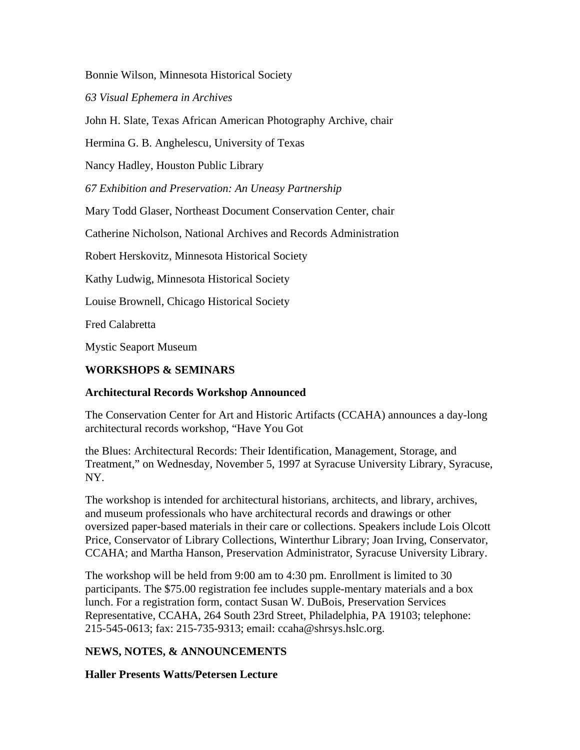Bonnie Wilson, Minnesota Historical Society

*63 Visual Ephemera in Archives*

John H. Slate, Texas African American Photography Archive, chair

Hermina G. B. Anghelescu, University of Texas

Nancy Hadley, Houston Public Library

*67 Exhibition and Preservation: An Uneasy Partnership*

Mary Todd Glaser, Northeast Document Conservation Center, chair

Catherine Nicholson, National Archives and Records Administration

Robert Herskovitz, Minnesota Historical Society

Kathy Ludwig, Minnesota Historical Society

Louise Brownell, Chicago Historical Society

Fred Calabretta

Mystic Seaport Museum

**WORKSHOPS & SEMINARS**

**Architectural Records Workshop Announced**

The Conservation Center for Art and Historic Artifacts (CCAHA) announces a day-long architectural records workshop, "Have You Got

the Blues: Architectural Records: Their Identification, Management, Storage, and Treatment," on Wednesday, November 5, 1997 at Syracuse University Library, Syracuse, NY.

The workshop is intended for architectural historians, architects, and library, archives, and museum professionals who have architectural records and drawings or other oversized paper-based materials in their care or collections. Speakers include Lois Olcott Price, Conservator of Library Collections, Winterthur Library; Joan Irving, Conservator, CCAHA; and Martha Hanson, Preservation Administrator, Syracuse University Library.

The workshop will be held from 9:00 am to 4:30 pm. Enrollment is limited to 30 participants. The $75.00 registration fee includes supple-mentary materials and a box lunch. For a registration form, contact Susan W. DuBois, Preservation Services Representative, CCAHA, 264 South 23rd Street, Philadelphia, PA 19103; telephone: 215-545-0613; fax: 215-735-9313; email: ccaha@shrsys.hslc.org.

**NEWS, NOTES, & ANNOUNCEMENTS**

**Haller Presents Watts/Petersen Lecture**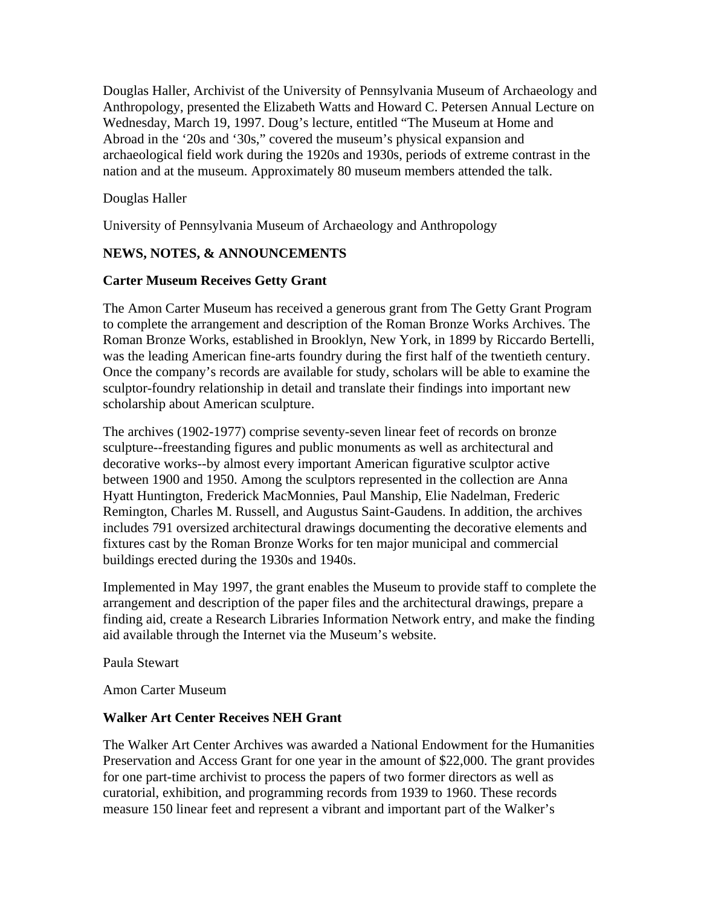Douglas Haller, Archivist of the University of Pennsylvania Museum of Archaeology and Anthropology, presented the Elizabeth Watts and Howard C. Petersen Annual Lecture on Wednesday, March 19, 1997. Doug's lecture, entitled "The Museum at Home and Abroad in the '20s and '30s," covered the museum's physical expansion and archaeological field work during the 1920s and 1930s, periods of extreme contrast in the nation and at the museum. Approximately 80 museum members attended the talk.

Douglas Haller

University of Pennsylvania Museum of Archaeology and Anthropology

## NEWS, NOTES, & ANNOUNCEMENTS

### Carter Museum Receives Getty Grant

The Amon Carter Museum has received a generous grant from The Getty Grant Program to complete the arrangement and description of the Roman Bronze Works Archives. The Roman Bronze Works, established in Brooklyn, New York, in 1899 by Riccardo Bertelli, was the leading American fine-arts foundry during the first half of the twentieth century. Once the company's records are available for study, scholars will be able to examine the sculptor-foundry relationship in detail and translate their findings into important new scholarship about American sculpture.

The archives (1902-1977) comprise seventy-seven linear feet of records on bronze sculpture--freestanding figures and public monuments as well as architectural and decorative works--by almost every important American figurative sculptor active between 1900 and 1950. Among the sculptors represented in the collection are Anna Hyatt Huntington, Frederick MacMonnies, Paul Manship, Elie Nadelman, Frederic Remington, Charles M. Russell, and Augustus Saint-Gaudens. In addition, the archives includes 791 oversized architectural drawings documenting the decorative elements and fixtures cast by the Roman Bronze Works for ten major municipal and commercial buildings erected during the 1930s and 1940s.

Implemented in May 1997, the grant enables the Museum to provide staff to complete the arrangement and description of the paper files and the architectural drawings, prepare a finding aid, create a Research Libraries Information Network entry, and make the finding aid available through the Internet via the Museum's website.

Paula Stewart

Amon Carter Museum

### Walker Art Center Receives NEH Grant

The Walker Art Center Archives was awarded a National Endowment for the Humanities Preservation and Access Grant for one year in the amount of $22,000. The grant provides for one part-time archivist to process the papers of two former directors as well as curatorial, exhibition, and programming records from 1939 to 1960. These records measure 150 linear feet and represent a vibrant and important part of the Walker's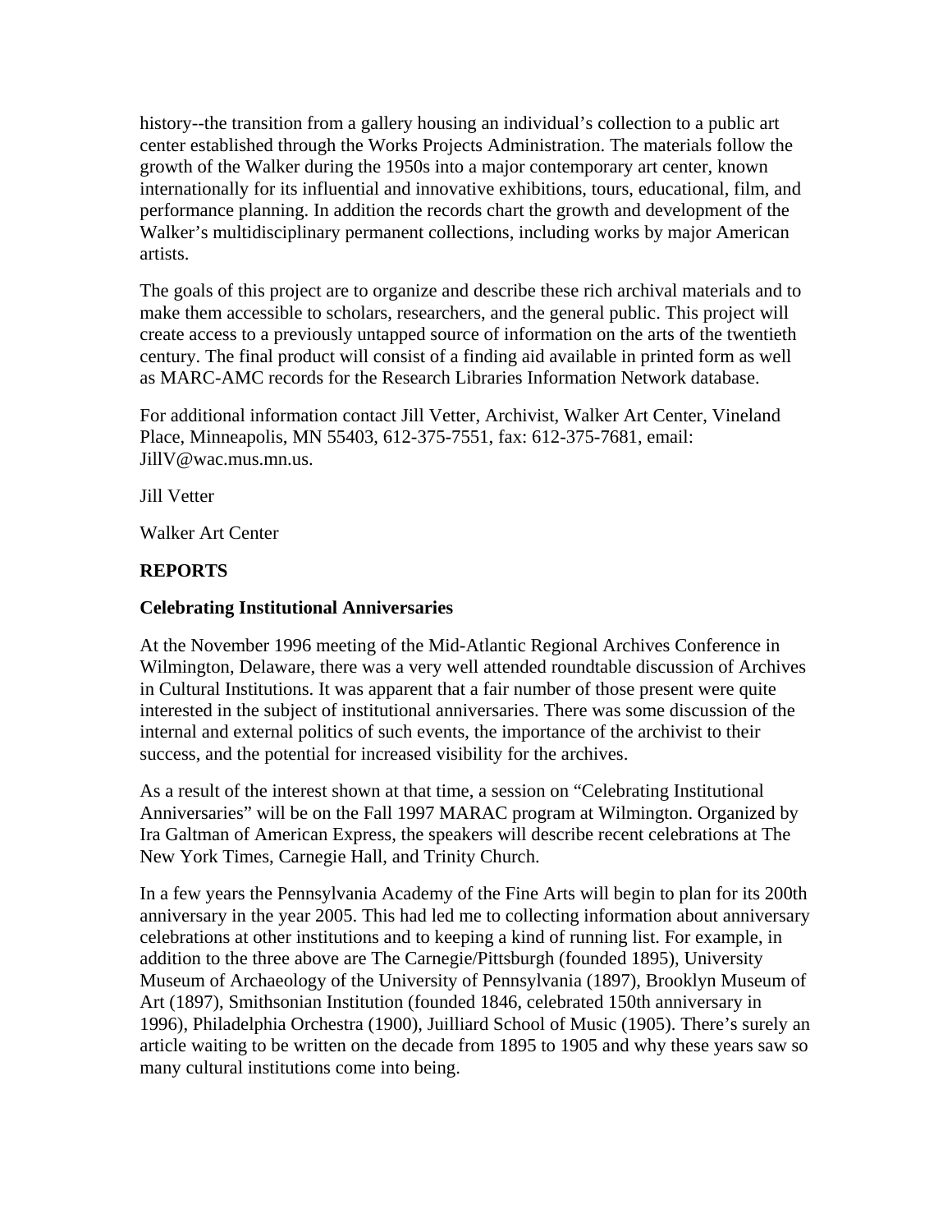history--the transition from a gallery housing an individual's collection to a public art center established through the Works Projects Administration. The materials follow the growth of the Walker during the 1950s into a major contemporary art center, known internationally for its influential and innovative exhibitions, tours, educational, film, and performance planning. In addition the records chart the growth and development of the Walker's multidisciplinary permanent collections, including works by major American artists.

The goals of this project are to organize and describe these rich archival materials and to make them accessible to scholars, researchers, and the general public. This project will create access to a previously untapped source of information on the arts of the twentieth century. The final product will consist of a finding aid available in printed form as well as MARC-AMC records for the Research Libraries Information Network database.

For additional information contact Jill Vetter, Archivist, Walker Art Center, Vineland Place, Minneapolis, MN 55403, 612-375-7551, fax: 612-375-7681, email: JillV@wac.mus.mn.us.

Jill Vetter

Walker Art Center

## REPORTS

### Celebrating Institutional Anniversaries

At the November 1996 meeting of the Mid-Atlantic Regional Archives Conference in Wilmington, Delaware, there was a very well attended roundtable discussion of Archives in Cultural Institutions. It was apparent that a fair number of those present were quite interested in the subject of institutional anniversaries. There was some discussion of the internal and external politics of such events, the importance of the archivist to their success, and the potential for increased visibility for the archives.

As a result of the interest shown at that time, a session on "Celebrating Institutional Anniversaries" will be on the Fall 1997 MARAC program at Wilmington. Organized by Ira Galtman of American Express, the speakers will describe recent celebrations at The New York Times, Carnegie Hall, and Trinity Church.

In a few years the Pennsylvania Academy of the Fine Arts will begin to plan for its 200th anniversary in the year 2005. This had led me to collecting information about anniversary celebrations at other institutions and to keeping a kind of running list. For example, in addition to the three above are The Carnegie/Pittsburgh (founded 1895), University Museum of Archaeology of the University of Pennsylvania (1897), Brooklyn Museum of Art (1897), Smithsonian Institution (founded 1846, celebrated 150th anniversary in 1996), Philadelphia Orchestra (1900), Juilliard School of Music (1905). There's surely an article waiting to be written on the decade from 1895 to 1905 and why these years saw so many cultural institutions come into being.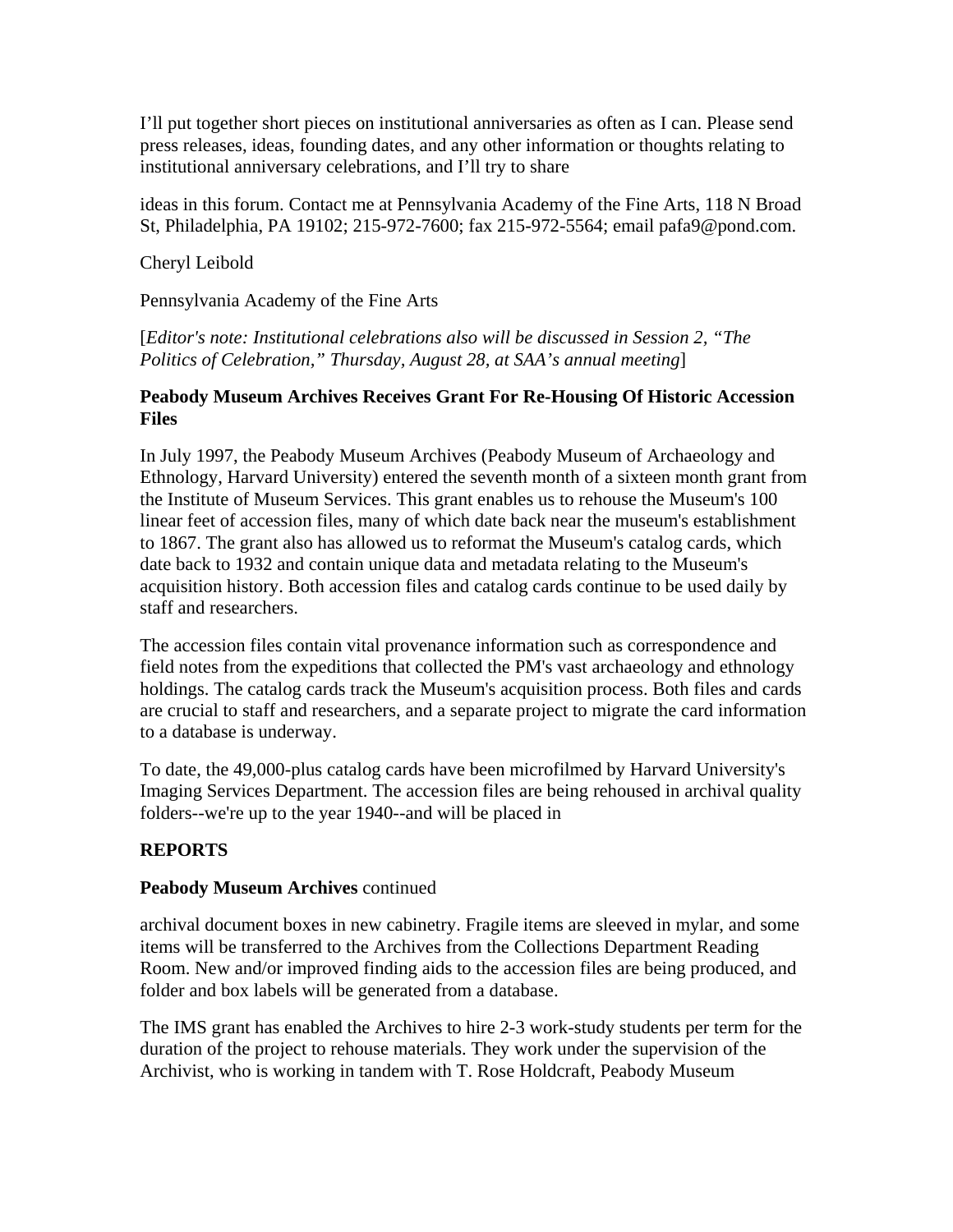I'll put together short pieces on institutional anniversaries as often as I can. Please send press releases, ideas, founding dates, and any other information or thoughts relating to institutional anniversary celebrations, and I'll try to share

ideas in this forum. Contact me at Pennsylvania Academy of the Fine Arts, 118 N Broad St, Philadelphia, PA 19102; 215-972-7600; fax 215-972-5564; email pafa9@pond.com.

Cheryl Leibold

Pennsylvania Academy of the Fine Arts

[*Editor's note: Institutional celebrations also will be discussed in Session 2, "The Politics of Celebration," Thursday, August 28, at SAA's annual meeting*]

**Peabody Museum Archives Receives Grant For Re-Housing Of Historic Accession Files**

In July 1997, the Peabody Museum Archives (Peabody Museum of Archaeology and Ethnology, Harvard University) entered the seventh month of a sixteen month grant from the Institute of Museum Services. This grant enables us to rehouse the Museum's 100 linear feet of accession files, many of which date back near the museum's establishment to 1867. The grant also has allowed us to reformat the Museum's catalog cards, which date back to 1932 and contain unique data and metadata relating to the Museum's acquisition history. Both accession files and catalog cards continue to be used daily by staff and researchers.

The accession files contain vital provenance information such as correspondence and field notes from the expeditions that collected the PM's vast archaeology and ethnology holdings. The catalog cards track the Museum's acquisition process. Both files and cards are crucial to staff and researchers, and a separate project to migrate the card information to a database is underway.

To date, the 49,000-plus catalog cards have been microfilmed by Harvard University's Imaging Services Department. The accession files are being rehoused in archival quality folders--we're up to the year 1940--and will be placed in

**REPORTS**

**Peabody Museum Archives** continued

archival document boxes in new cabinetry. Fragile items are sleeved in mylar, and some items will be transferred to the Archives from the Collections Department Reading Room. New and/or improved finding aids to the accession files are being produced, and folder and box labels will be generated from a database.

The IMS grant has enabled the Archives to hire 2-3 work-study students per term for the duration of the project to rehouse materials. They work under the supervision of the Archivist, who is working in tandem with T. Rose Holdcraft, Peabody Museum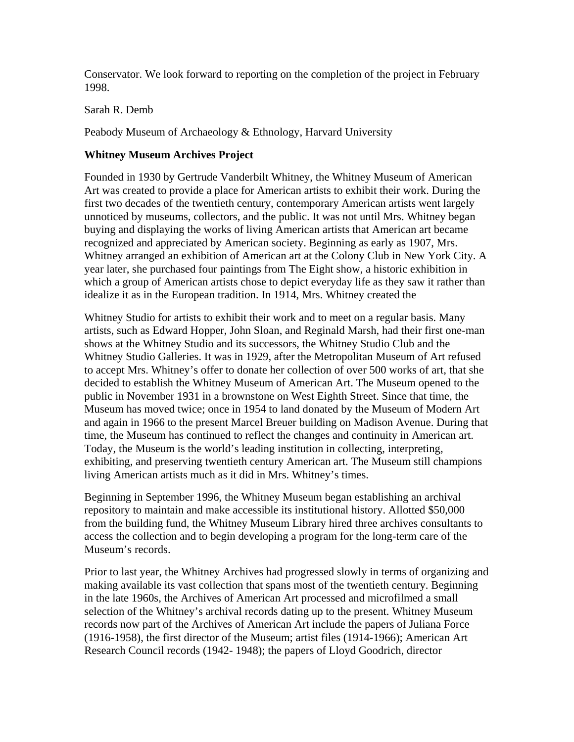Conservator. We look forward to reporting on the completion of the project in February 1998.

Sarah R. Demb

Peabody Museum of Archaeology & Ethnology, Harvard University

**Whitney Museum Archives Project**

Founded in 1930 by Gertrude Vanderbilt Whitney, the Whitney Museum of American Art was created to provide a place for American artists to exhibit their work. During the first two decades of the twentieth century, contemporary American artists went largely unnoticed by museums, collectors, and the public. It was not until Mrs. Whitney began buying and displaying the works of living American artists that American art became recognized and appreciated by American society. Beginning as early as 1907, Mrs. Whitney arranged an exhibition of American art at the Colony Club in New York City. A year later, she purchased four paintings from The Eight show, a historic exhibition in which a group of American artists chose to depict everyday life as they saw it rather than idealize it as in the European tradition. In 1914, Mrs. Whitney created the Whitney Studio for artists to exhibit their work and to meet on a regular basis. Many artists, such as Edward Hopper, John Sloan, and Reginald Marsh, had their first one-man shows at the Whitney Studio and its successors, the Whitney Studio Club and the Whitney Studio Galleries. It was in 1929, after the Metropolitan Museum of Art refused to accept Mrs. Whitney's offer to donate her collection of over 500 works of art, that she decided to establish the Whitney Museum of American Art. The Museum opened to the public in November 1931 in a brownstone on West Eighth Street. Since that time, the Museum has moved twice; once in 1954 to land donated by the Museum of Modern Art and again in 1966 to the present Marcel Breuer building on Madison Avenue. During that time, the Museum has continued to reflect the changes and continuity in American art. Today, the Museum is the world's leading institution in collecting, interpreting, exhibiting, and preserving twentieth century American art. The Museum still champions living American artists much as it did in Mrs. Whitney's times.

Beginning in September 1996, the Whitney Museum began establishing an archival repository to maintain and make accessible its institutional history. Allotted $50,000 from the building fund, the Whitney Museum Library hired three archives consultants to access the collection and to begin developing a program for the long-term care of the Museum's records.

Prior to last year, the Whitney Archives had progressed slowly in terms of organizing and making available its vast collection that spans most of the twentieth century. Beginning in the late 1960s, the Archives of American Art processed and microfilmed a small selection of the Whitney's archival records dating up to the present. Whitney Museum records now part of the Archives of American Art include the papers of Juliana Force (1916-1958), the first director of the Museum; artist files (1914-1966); American Art Research Council records (1942- 1948); the papers of Lloyd Goodrich, director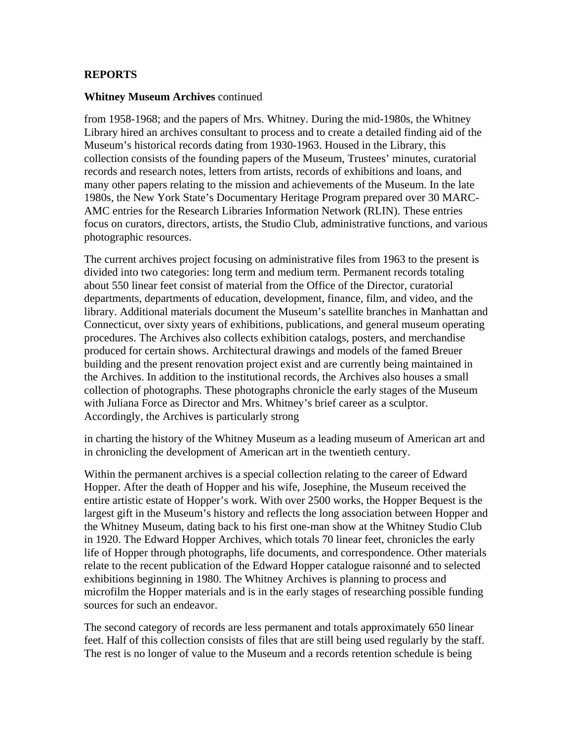## REPORTS

**Whitney Museum Archives** continued

from 1958-1968; and the papers of Mrs. Whitney. During the mid-1980s, the Whitney Library hired an archives consultant to process and to create a detailed finding aid of the Museum's historical records dating from 1930-1963. Housed in the Library, this collection consists of the founding papers of the Museum, Trustees' minutes, curatorial records and research notes, letters from artists, records of exhibitions and loans, and many other papers relating to the mission and achievements of the Museum. In the late 1980s, the New York State's Documentary Heritage Program prepared over 30 MARC-AMC entries for the Research Libraries Information Network (RLIN). These entries focus on curators, directors, artists, the Studio Club, administrative functions, and various photographic resources.

The current archives project focusing on administrative files from 1963 to the present is divided into two categories: long term and medium term. Permanent records totaling about 550 linear feet consist of material from the Office of the Director, curatorial departments, departments of education, development, finance, film, and video, and the library. Additional materials document the Museum's satellite branches in Manhattan and Connecticut, over sixty years of exhibitions, publications, and general museum operating procedures. The Archives also collects exhibition catalogs, posters, and merchandise produced for certain shows. Architectural drawings and models of the famed Breuer building and the present renovation project exist and are currently being maintained in the Archives. In addition to the institutional records, the Archives also houses a small collection of photographs. These photographs chronicle the early stages of the Museum with Juliana Force as Director and Mrs. Whitney's brief career as a sculptor. Accordingly, the Archives is particularly strong in charting the history of the Whitney Museum as a leading museum of American art and in chronicling the development of American art in the twentieth century.

Within the permanent archives is a special collection relating to the career of Edward Hopper. After the death of Hopper and his wife, Josephine, the Museum received the entire artistic estate of Hopper's work. With over 2500 works, the Hopper Bequest is the largest gift in the Museum's history and reflects the long association between Hopper and the Whitney Museum, dating back to his first one-man show at the Whitney Studio Club in 1920. The Edward Hopper Archives, which totals 70 linear feet, chronicles the early life of Hopper through photographs, life documents, and correspondence. Other materials relate to the recent publication of the Edward Hopper catalogue raisonné and to selected exhibitions beginning in 1980. The Whitney Archives is planning to process and microfilm the Hopper materials and is in the early stages of researching possible funding sources for such an endeavor.

The second category of records are less permanent and totals approximately 650 linear feet. Half of this collection consists of files that are still being used regularly by the staff. The rest is no longer of value to the Museum and a records retention schedule is being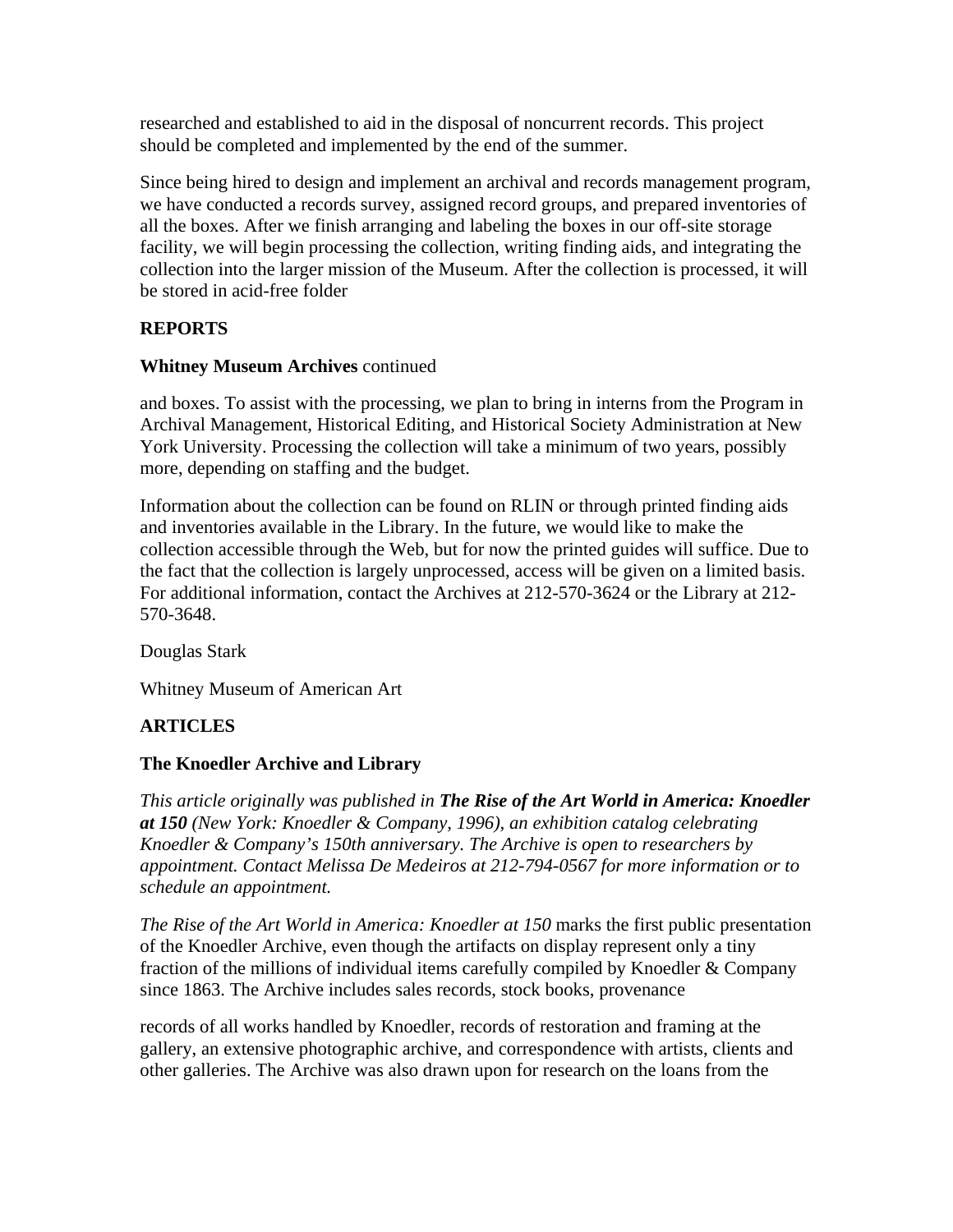researched and established to aid in the disposal of noncurrent records. This project should be completed and implemented by the end of the summer.

Since being hired to design and implement an archival and records management program, we have conducted a records survey, assigned record groups, and prepared inventories of all the boxes. After we finish arranging and labeling the boxes in our off-site storage facility, we will begin processing the collection, writing finding aids, and integrating the collection into the larger mission of the Museum. After the collection is processed, it will be stored in acid-free folder

**REPORTS**

**Whitney Museum Archives** continued

and boxes. To assist with the processing, we plan to bring in interns from the Program in Archival Management, Historical Editing, and Historical Society Administration at New York University. Processing the collection will take a minimum of two years, possibly more, depending on staffing and the budget.

Information about the collection can be found on RLIN or through printed finding aids and inventories available in the Library. In the future, we would like to make the collection accessible through the Web, but for now the printed guides will suffice. Due to the fact that the collection is largely unprocessed, access will be given on a limited basis. For additional information, contact the Archives at 212-570-3624 or the Library at 212-570-3648.

Douglas Stark

Whitney Museum of American Art

**ARTICLES**

**The Knoedler Archive and Library**

*This article originally was published in* ***The Rise of the Art World in America: Knoedler at 150*** *(New York: Knoedler & Company, 1996), an exhibition catalog celebrating Knoedler & Company's 150th anniversary. The Archive is open to researchers by appointment. Contact Melissa De Medeiros at 212-794-0567 for more information or to schedule an appointment.*

*The Rise of the Art World in America: Knoedler at 150* marks the first public presentation of the Knoedler Archive, even though the artifacts on display represent only a tiny fraction of the millions of individual items carefully compiled by Knoedler & Company since 1863. The Archive includes sales records, stock books, provenance

records of all works handled by Knoedler, records of restoration and framing at the gallery, an extensive photographic archive, and correspondence with artists, clients and other galleries. The Archive was also drawn upon for research on the loans from the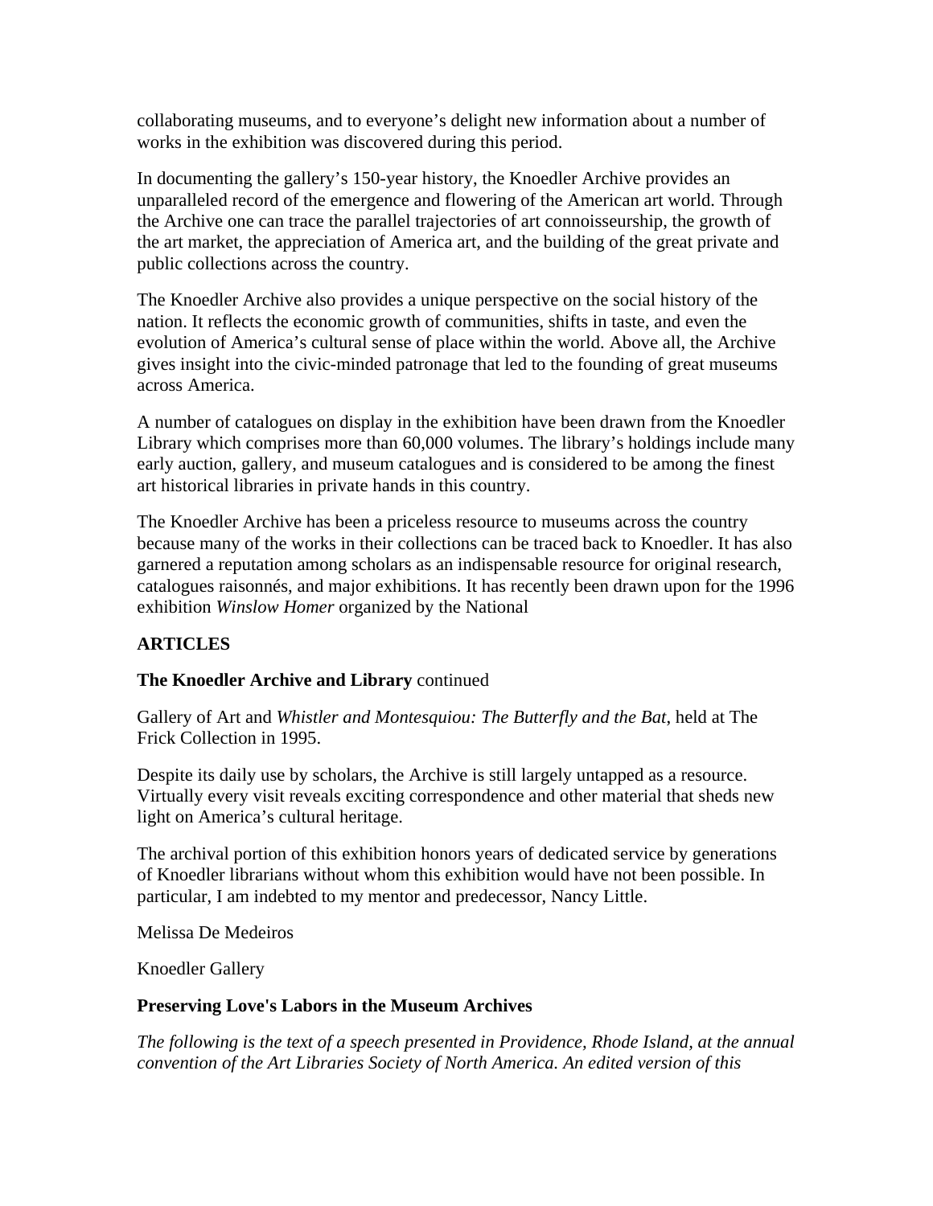collaborating museums, and to everyone's delight new information about a number of works in the exhibition was discovered during this period.

In documenting the gallery's 150-year history, the Knoedler Archive provides an unparalleled record of the emergence and flowering of the American art world. Through the Archive one can trace the parallel trajectories of art connoisseurship, the growth of the art market, the appreciation of America art, and the building of the great private and public collections across the country.

The Knoedler Archive also provides a unique perspective on the social history of the nation. It reflects the economic growth of communities, shifts in taste, and even the evolution of America's cultural sense of place within the world. Above all, the Archive gives insight into the civic-minded patronage that led to the founding of great museums across America.

A number of catalogues on display in the exhibition have been drawn from the Knoedler Library which comprises more than 60,000 volumes. The library's holdings include many early auction, gallery, and museum catalogues and is considered to be among the finest art historical libraries in private hands in this country.

The Knoedler Archive has been a priceless resource to museums across the country because many of the works in their collections can be traced back to Knoedler. It has also garnered a reputation among scholars as an indispensable resource for original research, catalogues raisonnés, and major exhibitions. It has recently been drawn upon for the 1996 exhibition *Winslow Homer* organized by the National

**ARTICLES**

**The Knoedler Archive and Library** continued

Gallery of Art and *Whistler and Montesquiou: The Butterfly and the Bat*, held at The Frick Collection in 1995.

Despite its daily use by scholars, the Archive is still largely untapped as a resource. Virtually every visit reveals exciting correspondence and other material that sheds new light on America's cultural heritage.

The archival portion of this exhibition honors years of dedicated service by generations of Knoedler librarians without whom this exhibition would have not been possible. In particular, I am indebted to my mentor and predecessor, Nancy Little.

Melissa De Medeiros

Knoedler Gallery

**Preserving Love's Labors in the Museum Archives**

*The following is the text of a speech presented in Providence, Rhode Island, at the annual convention of the Art Libraries Society of North America. An edited version of this*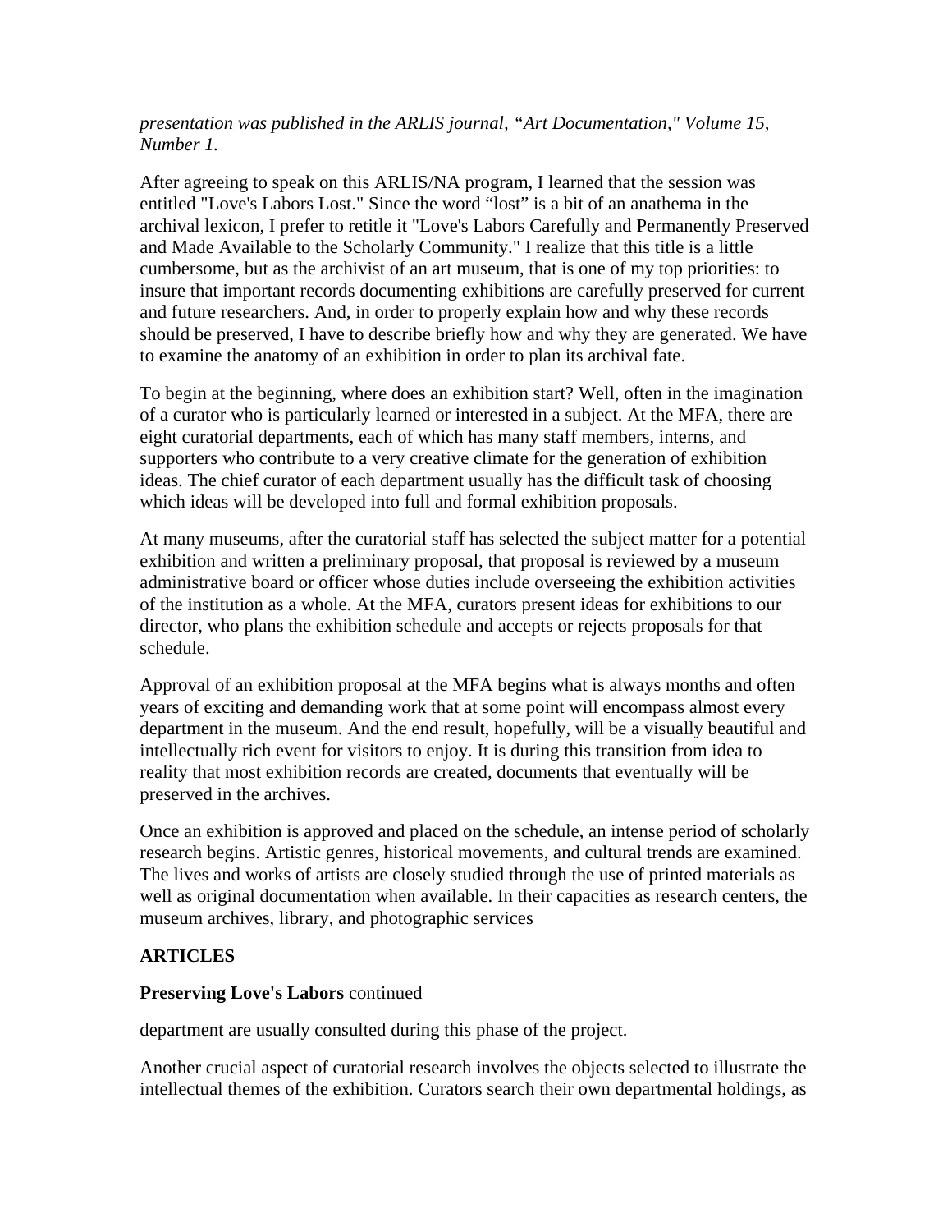*presentation was published in the ARLIS journal, “Art Documentation," Volume 15, Number 1.*

After agreeing to speak on this ARLIS/NA program, I learned that the session was entitled "Love's Labors Lost." Since the word “lost” is a bit of an anathema in the archival lexicon, I prefer to retitle it "Love's Labors Carefully and Permanently Preserved and Made Available to the Scholarly Community." I realize that this title is a little cumbersome, but as the archivist of an art museum, that is one of my top priorities: to insure that important records documenting exhibitions are carefully preserved for current and future researchers. And, in order to properly explain how and why these records should be preserved, I have to describe briefly how and why they are generated. We have to examine the anatomy of an exhibition in order to plan its archival fate.

To begin at the beginning, where does an exhibition start? Well, often in the imagination of a curator who is particularly learned or interested in a subject. At the MFA, there are eight curatorial departments, each of which has many staff members, interns, and supporters who contribute to a very creative climate for the generation of exhibition ideas. The chief curator of each department usually has the difficult task of choosing which ideas will be developed into full and formal exhibition proposals.

At many museums, after the curatorial staff has selected the subject matter for a potential exhibition and written a preliminary proposal, that proposal is reviewed by a museum administrative board or officer whose duties include overseeing the exhibition activities of the institution as a whole. At the MFA, curators present ideas for exhibitions to our director, who plans the exhibition schedule and accepts or rejects proposals for that schedule.

Approval of an exhibition proposal at the MFA begins what is always months and often years of exciting and demanding work that at some point will encompass almost every department in the museum. And the end result, hopefully, will be a visually beautiful and intellectually rich event for visitors to enjoy. It is during this transition from idea to reality that most exhibition records are created, documents that eventually will be preserved in the archives.

Once an exhibition is approved and placed on the schedule, an intense period of scholarly research begins. Artistic genres, historical movements, and cultural trends are examined. The lives and works of artists are closely studied through the use of printed materials as well as original documentation when available. In their capacities as research centers, the museum archives, library, and photographic services

**ARTICLES**

**Preserving Love's Labors** continued

department are usually consulted during this phase of the project.

Another crucial aspect of curatorial research involves the objects selected to illustrate the intellectual themes of the exhibition. Curators search their own departmental holdings, as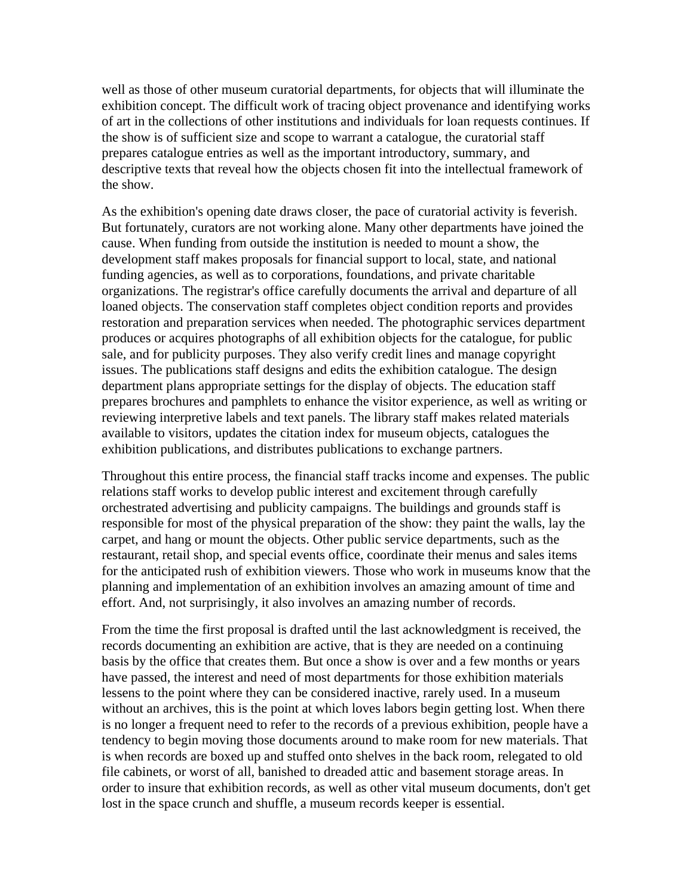well as those of other museum curatorial departments, for objects that will illuminate the exhibition concept. The difficult work of tracing object provenance and identifying works of art in the collections of other institutions and individuals for loan requests continues. If the show is of sufficient size and scope to warrant a catalogue, the curatorial staff prepares catalogue entries as well as the important introductory, summary, and descriptive texts that reveal how the objects chosen fit into the intellectual framework of the show.

As the exhibition's opening date draws closer, the pace of curatorial activity is feverish. But fortunately, curators are not working alone. Many other departments have joined the cause. When funding from outside the institution is needed to mount a show, the development staff makes proposals for financial support to local, state, and national funding agencies, as well as to corporations, foundations, and private charitable organizations. The registrar's office carefully documents the arrival and departure of all loaned objects. The conservation staff completes object condition reports and provides restoration and preparation services when needed. The photographic services department produces or acquires photographs of all exhibition objects for the catalogue, for public sale, and for publicity purposes. They also verify credit lines and manage copyright issues. The publications staff designs and edits the exhibition catalogue. The design department plans appropriate settings for the display of objects. The education staff prepares brochures and pamphlets to enhance the visitor experience, as well as writing or reviewing interpretive labels and text panels. The library staff makes related materials available to visitors, updates the citation index for museum objects, catalogues the exhibition publications, and distributes publications to exchange partners.

Throughout this entire process, the financial staff tracks income and expenses. The public relations staff works to develop public interest and excitement through carefully orchestrated advertising and publicity campaigns. The buildings and grounds staff is responsible for most of the physical preparation of the show: they paint the walls, lay the carpet, and hang or mount the objects. Other public service departments, such as the restaurant, retail shop, and special events office, coordinate their menus and sales items for the anticipated rush of exhibition viewers. Those who work in museums know that the planning and implementation of an exhibition involves an amazing amount of time and effort. And, not surprisingly, it also involves an amazing number of records.

From the time the first proposal is drafted until the last acknowledgment is received, the records documenting an exhibition are active, that is they are needed on a continuing basis by the office that creates them. But once a show is over and a few months or years have passed, the interest and need of most departments for those exhibition materials lessens to the point where they can be considered inactive, rarely used. In a museum without an archives, this is the point at which loves labors begin getting lost. When there is no longer a frequent need to refer to the records of a previous exhibition, people have a tendency to begin moving those documents around to make room for new materials. That is when records are boxed up and stuffed onto shelves in the back room, relegated to old file cabinets, or worst of all, banished to dreaded attic and basement storage areas. In order to insure that exhibition records, as well as other vital museum documents, don't get lost in the space crunch and shuffle, a museum records keeper is essential.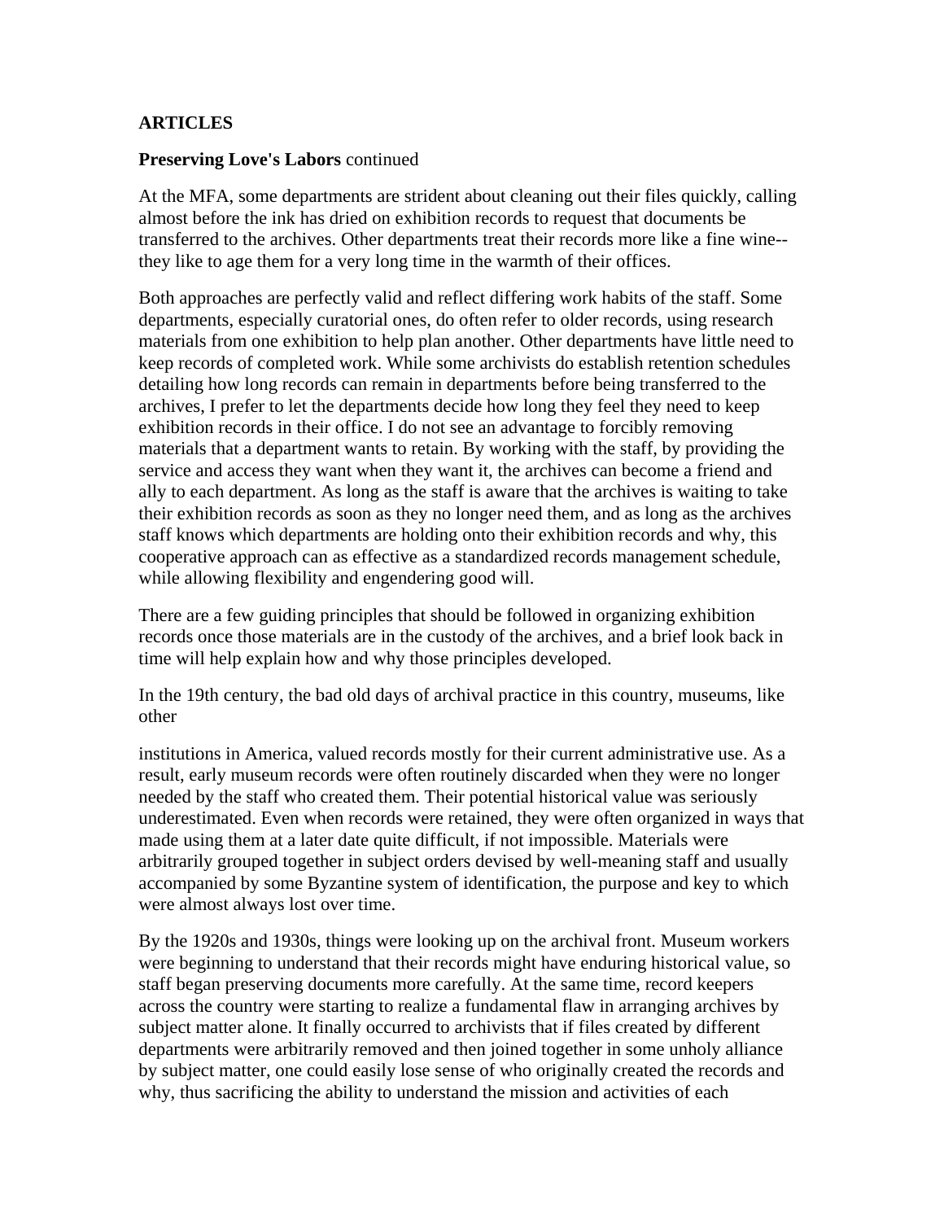**ARTICLES**

**Preserving Love's Labors** continued

At the MFA, some departments are strident about cleaning out their files quickly, calling almost before the ink has dried on exhibition records to request that documents be transferred to the archives. Other departments treat their records more like a fine wine--they like to age them for a very long time in the warmth of their offices.

Both approaches are perfectly valid and reflect differing work habits of the staff. Some departments, especially curatorial ones, do often refer to older records, using research materials from one exhibition to help plan another. Other departments have little need to keep records of completed work. While some archivists do establish retention schedules detailing how long records can remain in departments before being transferred to the archives, I prefer to let the departments decide how long they feel they need to keep exhibition records in their office. I do not see an advantage to forcibly removing materials that a department wants to retain. By working with the staff, by providing the service and access they want when they want it, the archives can become a friend and ally to each department. As long as the staff is aware that the archives is waiting to take their exhibition records as soon as they no longer need them, and as long as the archives staff knows which departments are holding onto their exhibition records and why, this cooperative approach can as effective as a standardized records management schedule, while allowing flexibility and engendering good will.

There are a few guiding principles that should be followed in organizing exhibition records once those materials are in the custody of the archives, and a brief look back in time will help explain how and why those principles developed.

In the 19th century, the bad old days of archival practice in this country, museums, like other institutions in America, valued records mostly for their current administrative use. As a result, early museum records were often routinely discarded when they were no longer needed by the staff who created them. Their potential historical value was seriously underestimated. Even when records were retained, they were often organized in ways that made using them at a later date quite difficult, if not impossible. Materials were arbitrarily grouped together in subject orders devised by well-meaning staff and usually accompanied by some Byzantine system of identification, the purpose and key to which were almost always lost over time.

By the 1920s and 1930s, things were looking up on the archival front. Museum workers were beginning to understand that their records might have enduring historical value, so staff began preserving documents more carefully. At the same time, record keepers across the country were starting to realize a fundamental flaw in arranging archives by subject matter alone. It finally occurred to archivists that if files created by different departments were arbitrarily removed and then joined together in some unholy alliance by subject matter, one could easily lose sense of who originally created the records and why, thus sacrificing the ability to understand the mission and activities of each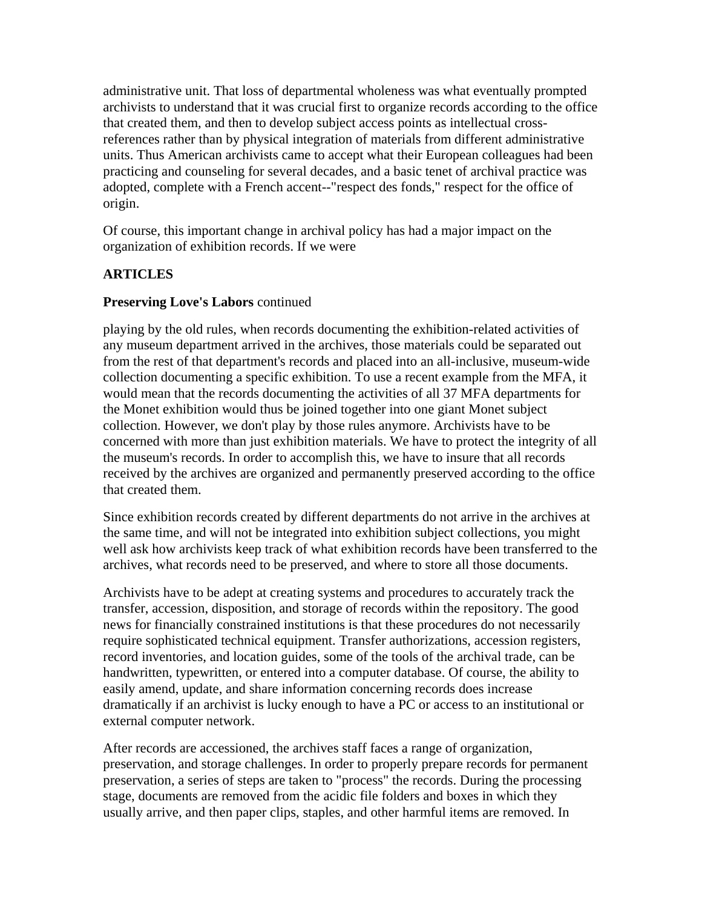administrative unit. That loss of departmental wholeness was what eventually prompted archivists to understand that it was crucial first to organize records according to the office that created them, and then to develop subject access points as intellectual cross-references rather than by physical integration of materials from different administrative units. Thus American archivists came to accept what their European colleagues had been practicing and counseling for several decades, and a basic tenet of archival practice was adopted, complete with a French accent--"respect des fonds," respect for the office of origin.

Of course, this important change in archival policy has had a major impact on the organization of exhibition records. If we were

**ARTICLES**

**Preserving Love's Labors** continued

playing by the old rules, when records documenting the exhibition-related activities of any museum department arrived in the archives, those materials could be separated out from the rest of that department's records and placed into an all-inclusive, museum-wide collection documenting a specific exhibition. To use a recent example from the MFA, it would mean that the records documenting the activities of all 37 MFA departments for the Monet exhibition would thus be joined together into one giant Monet subject collection. However, we don't play by those rules anymore. Archivists have to be concerned with more than just exhibition materials. We have to protect the integrity of all the museum's records. In order to accomplish this, we have to insure that all records received by the archives are organized and permanently preserved according to the office that created them.

Since exhibition records created by different departments do not arrive in the archives at the same time, and will not be integrated into exhibition subject collections, you might well ask how archivists keep track of what exhibition records have been transferred to the archives, what records need to be preserved, and where to store all those documents.

Archivists have to be adept at creating systems and procedures to accurately track the transfer, accession, disposition, and storage of records within the repository. The good news for financially constrained institutions is that these procedures do not necessarily require sophisticated technical equipment. Transfer authorizations, accession registers, record inventories, and location guides, some of the tools of the archival trade, can be handwritten, typewritten, or entered into a computer database. Of course, the ability to easily amend, update, and share information concerning records does increase dramatically if an archivist is lucky enough to have a PC or access to an institutional or external computer network.

After records are accessioned, the archives staff faces a range of organization, preservation, and storage challenges. In order to properly prepare records for permanent preservation, a series of steps are taken to "process" the records. During the processing stage, documents are removed from the acidic file folders and boxes in which they usually arrive, and then paper clips, staples, and other harmful items are removed. In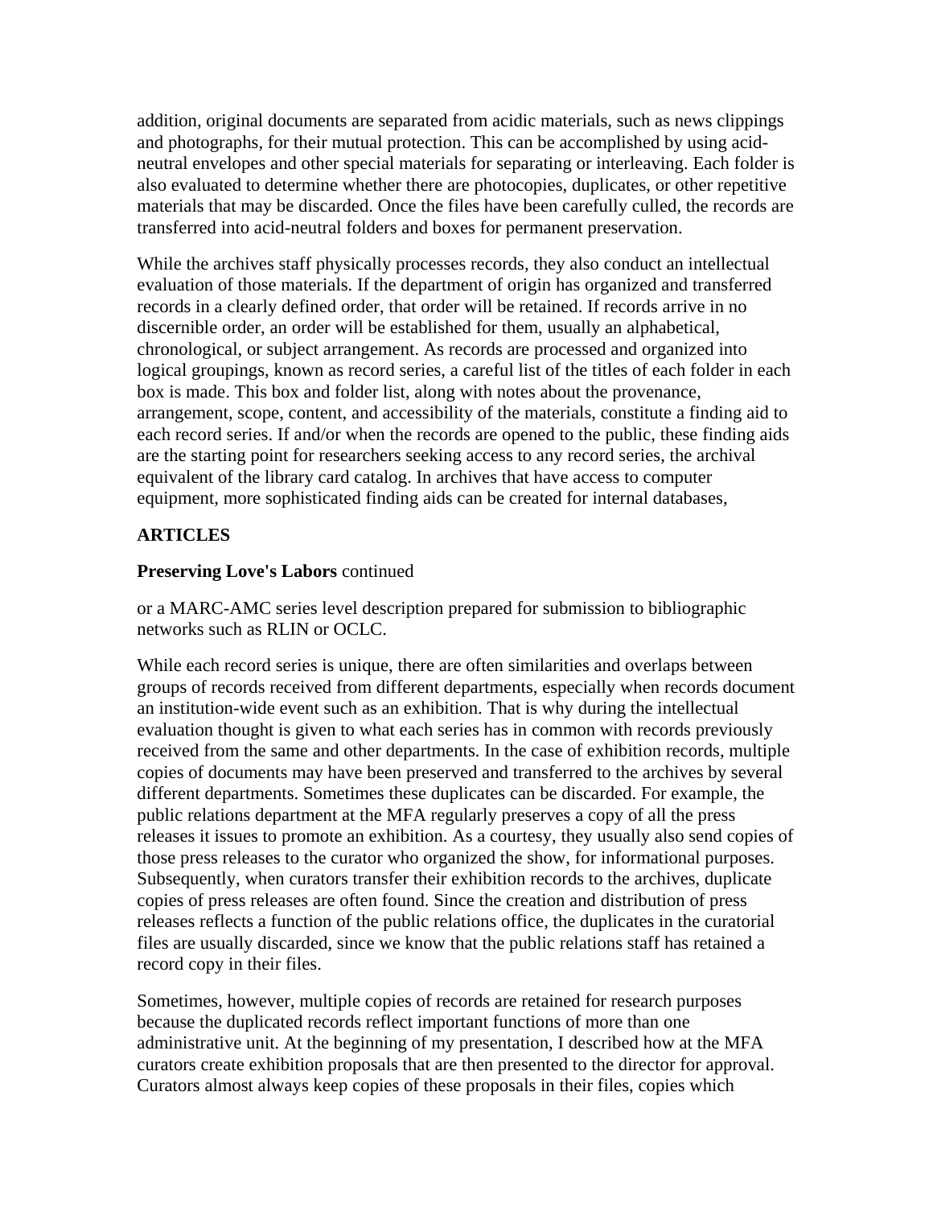addition, original documents are separated from acidic materials, such as news clippings and photographs, for their mutual protection. This can be accomplished by using acid-neutral envelopes and other special materials for separating or interleaving. Each folder is also evaluated to determine whether there are photocopies, duplicates, or other repetitive materials that may be discarded. Once the files have been carefully culled, the records are transferred into acid-neutral folders and boxes for permanent preservation.

While the archives staff physically processes records, they also conduct an intellectual evaluation of those materials. If the department of origin has organized and transferred records in a clearly defined order, that order will be retained. If records arrive in no discernible order, an order will be established for them, usually an alphabetical, chronological, or subject arrangement. As records are processed and organized into logical groupings, known as record series, a careful list of the titles of each folder in each box is made. This box and folder list, along with notes about the provenance, arrangement, scope, content, and accessibility of the materials, constitute a finding aid to each record series. If and/or when the records are opened to the public, these finding aids are the starting point for researchers seeking access to any record series, the archival equivalent of the library card catalog. In archives that have access to computer equipment, more sophisticated finding aids can be created for internal databases,

**ARTICLES**

**Preserving Love's Labors** continued

or a MARC-AMC series level description prepared for submission to bibliographic networks such as RLIN or OCLC.

While each record series is unique, there are often similarities and overlaps between groups of records received from different departments, especially when records document an institution-wide event such as an exhibition. That is why during the intellectual evaluation thought is given to what each series has in common with records previously received from the same and other departments. In the case of exhibition records, multiple copies of documents may have been preserved and transferred to the archives by several different departments. Sometimes these duplicates can be discarded. For example, the public relations department at the MFA regularly preserves a copy of all the press releases it issues to promote an exhibition. As a courtesy, they usually also send copies of those press releases to the curator who organized the show, for informational purposes. Subsequently, when curators transfer their exhibition records to the archives, duplicate copies of press releases are often found. Since the creation and distribution of press releases reflects a function of the public relations office, the duplicates in the curatorial files are usually discarded, since we know that the public relations staff has retained a record copy in their files.

Sometimes, however, multiple copies of records are retained for research purposes because the duplicated records reflect important functions of more than one administrative unit. At the beginning of my presentation, I described how at the MFA curators create exhibition proposals that are then presented to the director for approval. Curators almost always keep copies of these proposals in their files, copies which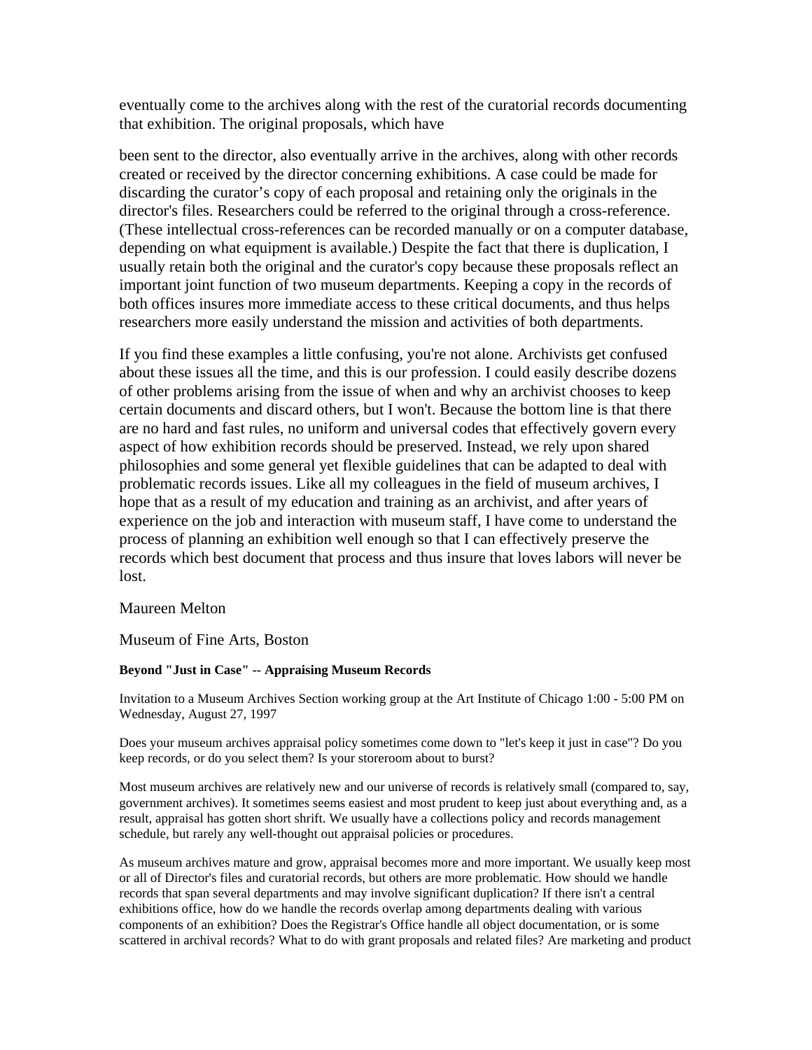eventually come to the archives along with the rest of the curatorial records documenting that exhibition. The original proposals, which have

been sent to the director, also eventually arrive in the archives, along with other records created or received by the director concerning exhibitions. A case could be made for discarding the curator's copy of each proposal and retaining only the originals in the director's files. Researchers could be referred to the original through a cross-reference. (These intellectual cross-references can be recorded manually or on a computer database, depending on what equipment is available.) Despite the fact that there is duplication, I usually retain both the original and the curator's copy because these proposals reflect an important joint function of two museum departments. Keeping a copy in the records of both offices insures more immediate access to these critical documents, and thus helps researchers more easily understand the mission and activities of both departments.

If you find these examples a little confusing, you're not alone. Archivists get confused about these issues all the time, and this is our profession. I could easily describe dozens of other problems arising from the issue of when and why an archivist chooses to keep certain documents and discard others, but I won't. Because the bottom line is that there are no hard and fast rules, no uniform and universal codes that effectively govern every aspect of how exhibition records should be preserved. Instead, we rely upon shared philosophies and some general yet flexible guidelines that can be adapted to deal with problematic records issues. Like all my colleagues in the field of museum archives, I hope that as a result of my education and training as an archivist, and after years of experience on the job and interaction with museum staff, I have come to understand the process of planning an exhibition well enough so that I can effectively preserve the records which best document that process and thus insure that loves labors will never be lost.

Maureen Melton

Museum of Fine Arts, Boston

**Beyond "Just in Case" -- Appraising Museum Records**

Invitation to a Museum Archives Section working group at the Art Institute of Chicago 1:00 - 5:00 PM on Wednesday, August 27, 1997

Does your museum archives appraisal policy sometimes come down to "let's keep it just in case"? Do you keep records, or do you select them? Is your storeroom about to burst?

Most museum archives are relatively new and our universe of records is relatively small (compared to, say, government archives). It sometimes seems easiest and most prudent to keep just about everything and, as a result, appraisal has gotten short shrift. We usually have a collections policy and records management schedule, but rarely any well-thought out appraisal policies or procedures.

As museum archives mature and grow, appraisal becomes more and more important. We usually keep most or all of Director's files and curatorial records, but others are more problematic. How should we handle records that span several departments and may involve significant duplication? If there isn't a central exhibitions office, how do we handle the records overlap among departments dealing with various components of an exhibition? Does the Registrar's Office handle all object documentation, or is some scattered in archival records? What to do with grant proposals and related files? Are marketing and product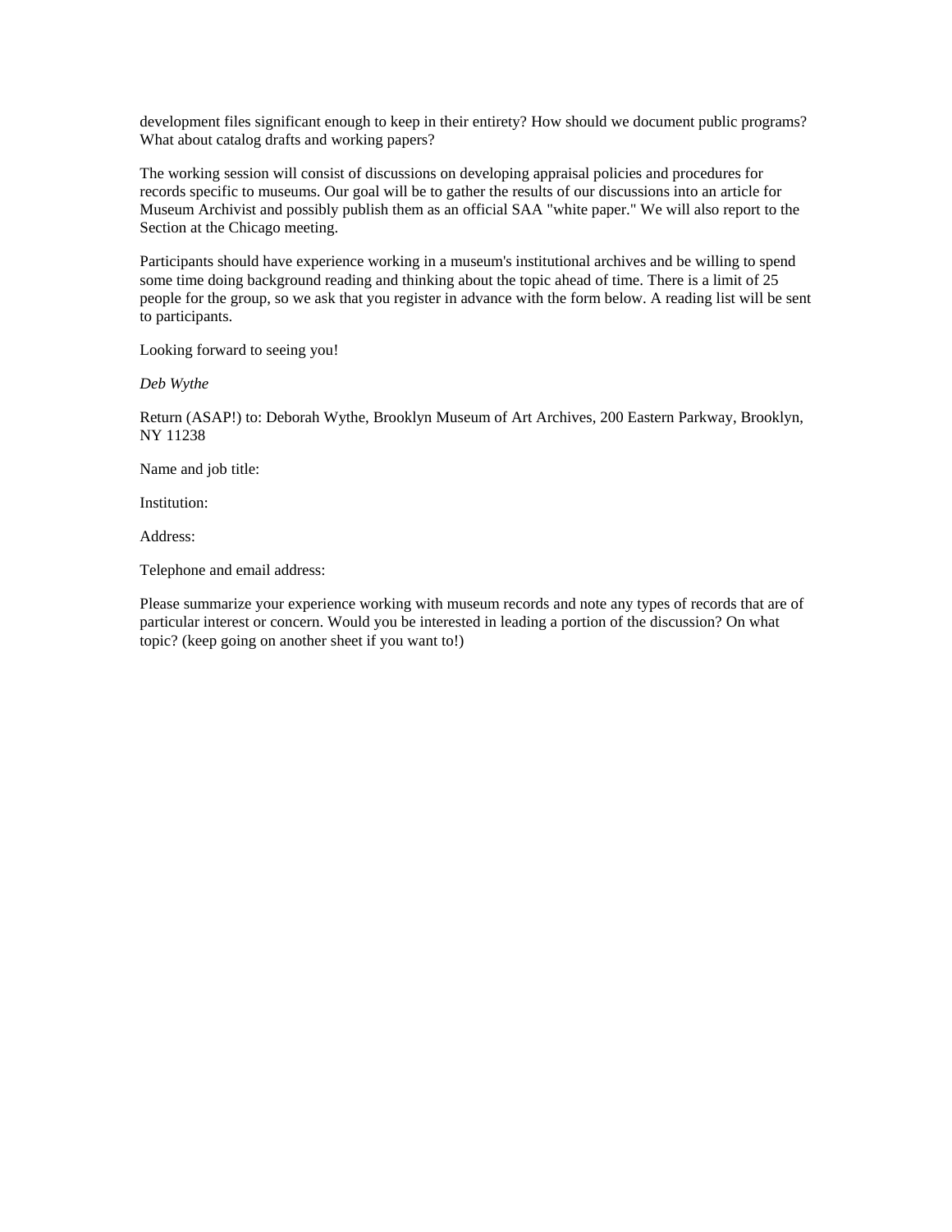development files significant enough to keep in their entirety? How should we document public programs? What about catalog drafts and working papers?

The working session will consist of discussions on developing appraisal policies and procedures for records specific to museums. Our goal will be to gather the results of our discussions into an article for Museum Archivist and possibly publish them as an official SAA "white paper." We will also report to the Section at the Chicago meeting.

Participants should have experience working in a museum's institutional archives and be willing to spend some time doing background reading and thinking about the topic ahead of time. There is a limit of 25 people for the group, so we ask that you register in advance with the form below. A reading list will be sent to participants.

Looking forward to seeing you!

*Deb Wythe*

Return (ASAP!) to: Deborah Wythe, Brooklyn Museum of Art Archives, 200 Eastern Parkway, Brooklyn, NY 11238

Name and job title:

Institution:

Address:

Telephone and email address:

Please summarize your experience working with museum records and note any types of records that are of particular interest or concern. Would you be interested in leading a portion of the discussion? On what topic? (keep going on another sheet if you want to!)